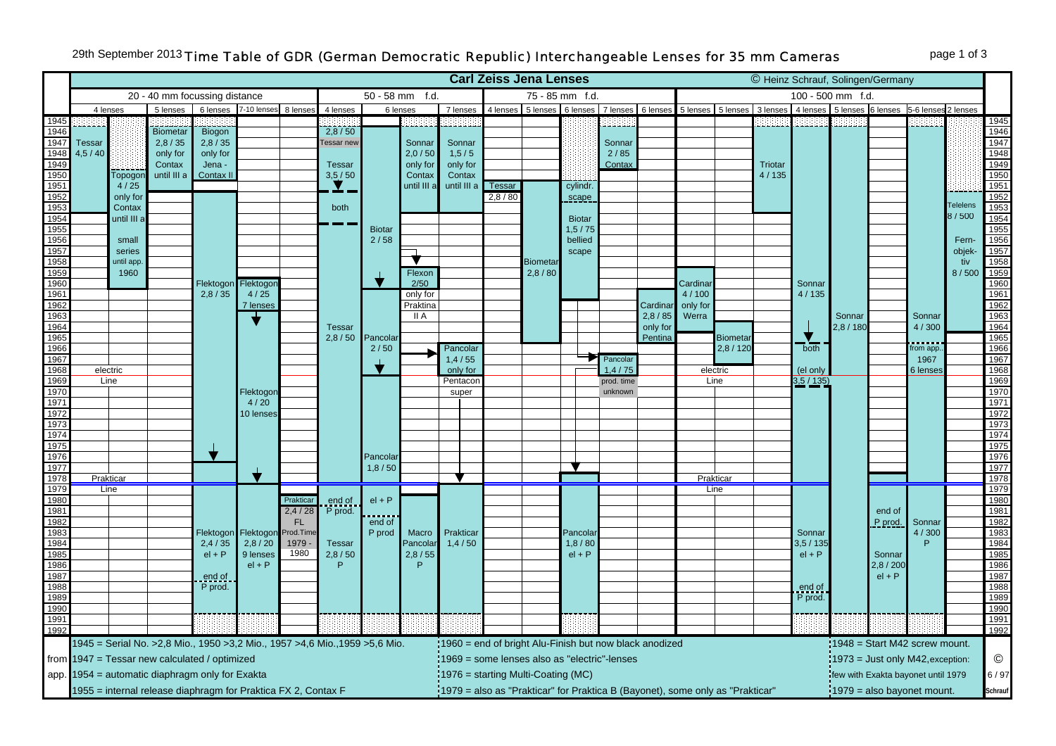# Time Table of GDR (German Democratic Republic) Interchangeable Lenses for 35 mm Cameras

29th September 2013

## Carl Zeiss Jena Lenses

© Heinz Schrauf, Solingen/Germany

Years covered: 1945 – 1992

### 20 - 40 mm focussing distance

| Column | Lens entries (approx. period) |
|---|---|
| 4 lenses | Tessar 4,5 / 40 (1947 – 1953) |
| 4 lenses | Topogon 4 / 25 only for Contax until III a (from 1950); small series until app. 1960 |
| 5 lenses | Biometar 2,8 / 35 only for Contax until III a (1946 – 1950) |
| 6 lenses | Biogon 2,8 / 35 only for Jena - Contax II (1946 – 1951); Flektogon 2,8 / 35 (1952 – 1976); Flektogon 2,4 / 35 el + P (from 1977); end of P prod. (1987) |
| 7-10 lenses | Flektogon 4 / 25 7 lenses (from 1959); Flektogon 4 / 20 10 lenses (from 1965); Flektogon 2,8 / 20 9 lenses el + P (from 1979) |
| 8 lenses | Prakticar 2,4 / 28 FL Prod.Time 1979 - 1980 |

electric Line (1968 – 1969); Prakticar Line (1978 – 1979)

### 50 - 58 mm f.d.

| Column | Lens entries (approx. period) |
|---|---|
| 4 lenses | 2,8 / 50 Tessar new (1946); Tessar 3,5 / 50 (1949 – 1950); both (1951 – 1954); Tessar 2,8 / 50 (from 1964); end of P prod. (1980); Tessar 2,8 / 50 P (from 1984) |
| 6 lenses | Biotar 2 / 58 (1947 – 1960); Pancolar 2 / 50 (1965 – 1968); Pancolar 1,8 / 50 (from 1969); el + P; end of P prod (1982) |
| 6 lenses | Sonnar 2,0 / 50 only for Contax until III a (1946 – 1951); Flexon 2/50 (from 1959); only for Praktina II A (from 1961); Macro Pancolar 2,8 / 55 P (from 1980) |
| 7 lenses | Sonnar 1,5 / 5 only for Contax until III a (1946 – 1951); Pancolar 1,4 / 55 only for Pentacon super (1966 – 1978); Prakticar 1,4 / 50 (from 1979) |

### 75 - 85 mm f.d.

| Column | Lens entries (approx. period) |
|---|---|
| 4 lenses | Tessar 2,8 / 80 (1951) |
| 5 lenses | Biometar 2,8 / 80 (1952 – 1965) |
| 6 lenses | cylindr. scape (1951 – 1952); Biotar 1,5 / 75 bellied scape (1953 – 1961); Pancolar 1,8 / 80 el + P (from 1978) |
| 7 lenses | Sonnar 2 / 85 Contax (1946 – 1949); Pancolar 1,4 / 75 prod. time unknown (1967 – 1970) |
| 6 lenses | Cardinar 2,8 / 85 only for Pentina (1961 – 1965) |

### 100 - 500 mm f.d.

| Column | Lens entries (approx. period) |
|---|---|
| 5 lenses | Cardinar 4 / 100 only for Werra (1959 – 1964) |
| 5 lenses | Biometar 2,8 / 120 (1965 – 1968) |
| 3 lenses | Triotar 4 / 135 (1946 – 1953) |
| 4 lenses | Sonnar 4 / 135 (from 1946); both (el only 3,5 / 135) (1966 – 1969); Sonnar 3,5 / 135 el + P; end of P prod. (1988) |
| 5 lenses | Sonnar 2,8 / 180 (from 1946) |
| 6 lenses | end of P prod. (1981); Sonnar 2,8 / 200 el + P (from 1978) |
| 5-6 lenses | Sonnar 4 / 300 from app. 1967 6 lenses (from 1946); Sonnar 4 / 300 P (from 1978) |
| 2 lenses | Telelens 8 / 500 (1952 – 1954); Fern-objektiv 8 / 500 (1955 – 1964) |

electric Line (1968 – 1969); Prakticar Line (1978 – 1979)

### Notes

- 1945 = Serial No. >2,8 Mio., 1950 >3,2 Mio., 1957 >4,6 Mio.,1959 >5,6 Mio.
- 1947 = Tessar new calculated / optimized
- from app. 1954 = automatic diaphragm only for Exakta
- 1955 = internal release diaphragm for Praktica FX 2, Contax F
- 1960 = end of bright Alu-Finish but now black anodized
- 1969 = some lenses also as "electric"-lenses
- 1976 = starting Multi-Coating (MC)
- 1979 = also as "Prakticar" for Praktica B (Bayonet), some only as "Prakticar"
- 1948 = Start M42 screw mount.
- 1973 = Just only M42, exception: few with Exakta bayonet until 1979
- 1979 = also bayonet mount.

© 6 / 97 Schrauf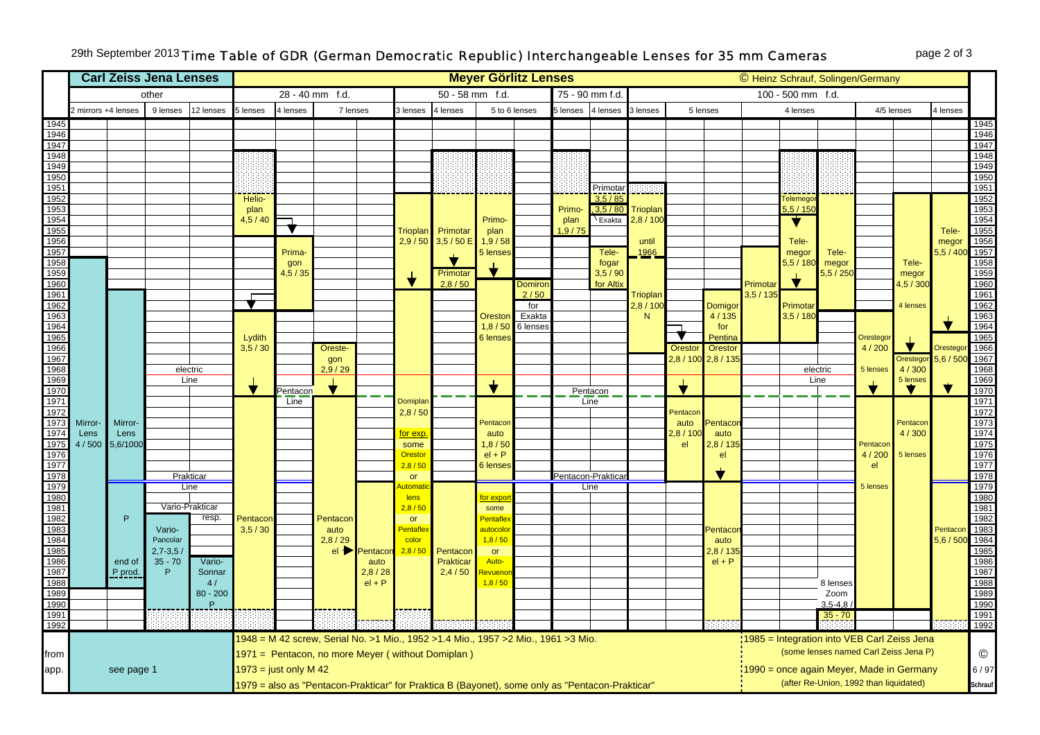29th September 2013 **Time Table of GDR (German Democratic Republic) Interchangeable Lenses for 35 mm Cameras**

© Heinz Schrauf, Solingen/Germany

## Carl Zeiss Jena Lenses

| Group | Lens types (period) |
|---|---|
| other – 2 mirrors +4 lenses | Mirror-Lens 4 / 500 (1958–1987); Mirror-Lens 5,6/1000 (1961–1987, P; end of P prod.) |
| other – 9 lenses | Vario-Pancolar 2,7-3,5 / 35 - 70 P (1982–1991) |
| other – 12 lenses | Vario-Sonnar 4 / 80 - 200 P (1986–1991) |

## Meyer Görlitz Lenses

| Focal range | Lens group | Lenses (period) |
|---|---|---|
| 28 - 40 mm f.d. | 5 lenses | Helioplan 4,5 / 40 (1952–1960); Lydith 3,5 / 30 (1963–1970); Pentacon 3,5 / 30 (1971–1991) |
| 28 - 40 mm f.d. | 4 lenses | Primagon 4,5 / 35 (1957–1970) |
| 28 - 40 mm f.d. | 7 lenses | Orestegon 2,9 / 29 (1966–1970); Pentacon auto 2,8 / 29 el (1971–1991); Pentacon auto 2,8 / 28 el + P (1985–1991) |
| 50 - 58 mm f.d. | 3 lenses | Trioplan 2,9 / 50 (1955–1960); Domiplan 2,8 / 50 (1961–1991): for exp. some Orestor 2,8 / 50 or Automatic lens 2,8 / 50 or Pentaflex color 2,8 / 50 |
| 50 - 58 mm f.d. | 4 lenses | Primotar 3,5 / 50 E (1955–1958); Primotar 2,8 / 50 (1959–1978); Pentacon Prakticar 2,4 / 50 (1979–1991) |
| 50 - 58 mm f.d. | 5 to 6 lenses | Primoplan 1,9 / 58 5 lenses (1954–1960); Domiron 2 / 50 for Exakta 6 lenses (1960–1970); Oreston 1,8 / 50 6 lenses (1961–1970); Pentacon auto 1,8 / 50 el + P 6 lenses (1971–1991): for export some Pentaflex autocolor 1,8 / 50 or Auto-Revuenon 1,8 / 50 |
| 75 - 90 mm f.d. | 5 lenses | Primoplan 1,9 / 75 (1953–1960) |
| 75 - 90 mm f.d. | 4 lenses | Primotar 3,5 / 85 (1951–1952); Primotar 3,5 / 80 Exakta (1953–1955); Telefogar 3,5 / 90 for Altix (1957–1960) |
| 100 - 500 mm f.d. | 3 lenses | Trioplan 2,8 / 100 until 1966; Trioplan 2,8 / 100 N (1961–1966) |
| 100 - 500 mm f.d. | 5 lenses | Orestor 2,8 / 100 (1966–1970); Pentacon auto 2,8 / 100 el (1971–1978); Domigor 4 / 135 for Pentina (1961–1965); Orestor 2,8 / 135 (1966–1970); Pentacon auto 2,8 / 135 el + P (1971–1991) |
| 100 - 500 mm f.d. | 4 lenses | Primotar 3,5 / 135 (1960–1966); Telemegor 5,5 / 150 (1952–1957); Telemegor 5,5 / 180 (1957–1960); Primotar 3,5 / 180 (1961–1966); Telemegor 5,5 / 250 (1957–1961); Zoom 3,5-4,8 / 35 - 70, 8 lenses (1988–1991) |
| 100 - 500 mm f.d. | 4/5 lenses | Orestegor 4 / 200, 5 lenses (1965–1970); Pentacon 4 / 200 el, 5 lenses (1971–1991); Telemegor 4,5 / 300, 4 lenses (1958–1966); Orestegor 4 / 300, 5 lenses (1967–1970); Pentacon 4 / 300, 5 lenses (1971–1991) |
| 100 - 500 mm f.d. | 4 lenses | Telemegor 5,5 / 400 (1955–1965); Orestegor 5,6 / 500 (1966–1970); Pentacon 5,6 / 500 (1971–1991) |

Lines: 1968 = electric Line; 1970 = Pentacon Line; 1978 = Prakticar Line / Pentacon-Prakticar Line; 1981 = Vario-Prakticar resp.

from app. see page 1

- 1948 = M 42 screw, Serial No. >1 Mio., 1952 >1.4 Mio., 1957 >2 Mio., 1961 >3 Mio.
- 1971 = Pentacon, no more Meyer ( without Domiplan )
- 1973 = just only M 42
- 1979 = also as "Pentacon-Prakticar" for Praktica B (Bayonet), some only as "Pentacon-Prakticar"
- 1985 = Integration into VEB Carl Zeiss Jena (some lenses named Carl Zeiss Jena P)
- 1990 = once again Meyer, Made in Germany (after Re-Union, 1992 than liquidated)

© 6 / 97 Schrauf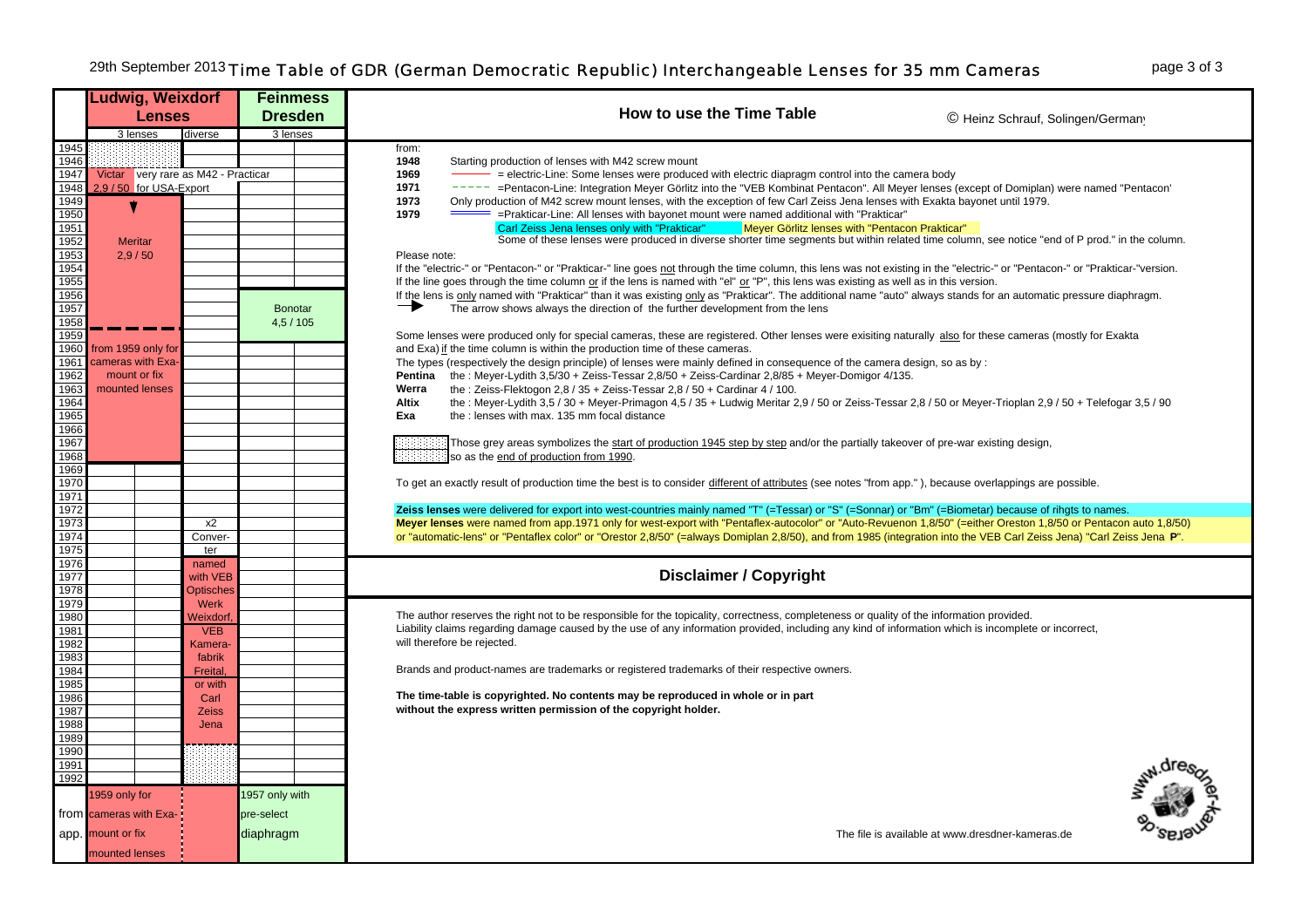# Time Table of GDR (German Democratic Republic) Interchangeable Lenses for 35 mm Cameras

29th September 2013

| | Ludwig, Weixdorf Lenses | | | Feinmess Dresden | |
|---|---|---|---|---|---|
| | 3 lenses | | diverse | 3 lenses | |
| 1945 | | | | | |
| 1946 | | | | | |
| 1947 | Victar very rare as M42 - Practicar | | | | |
| 1948 | 2,9 / 50 for USA-Export | | | | |
| 1949 | | | | | |
| 1950 | | | | | |
| 1951 | | | | | |
| 1952 | Meritar | | | | |
| 1953 | 2,9 / 50 | | | | |
| 1954 | | | | | |
| 1955 | | | | | |
| 1956 | | | | | |
| 1957 | | | | Bonotar | |
| 1958 | | | | 4,5 / 105 | |
| 1959 | | | | | |
| 1960 | from 1959 only for | | | | |
| 1961 | cameras with Exa- | | | | |
| 1962 | mount or fix | | | | |
| 1963 | mounted lenses | | | | |
| 1964 | | | | | |
| 1965 | | | | | |
| 1966 | | | | | |
| 1967 | | | | | |
| 1968 | | | | | |
| 1969 | | | | | |
| 1970 | | | | | |
| 1971 | | | | | |
| 1972 | | | | | |
| 1973 | | | x2 | | |
| 1974 | | | Conver- | | |
| 1975 | | | ter | | |
| 1976 | | | named | | |
| 1977 | | | with VEB | | |
| 1978 | | | Optisches | | |
| 1979 | | | Werk | | |
| 1980 | | | Weixdorf, | | |
| 1981 | | | VEB | | |
| 1982 | | | Kamera- | | |
| 1983 | | | fabrik | | |
| 1984 | | | Freital, | | |
| 1985 | | | or with | | |
| 1986 | | | Carl | | |
| 1987 | | | Zeiss | | |
| 1988 | | | Jena | | |
| 1989 | | | | | |
| 1990 | | | | | |
| 1991 | | | | | |
| 1992 | | | | | |
| from app. | 1959 only for cameras with Exa-mount or fix mounted lenses | | | 1957 only with pre-select diaphragm | |

## How to use the Time Table

© Heinz Schrauf, Solingen/Germany

from:

**1948** Starting production of lenses with M42 screw mount

**1969** ——— = electric-Line: Some lenses were produced with electric diapragm control into the camera body

**1971** - - - - - =Pentacon-Line: Integration Meyer Görlitz into the "VEB Kombinat Pentacon". All Meyer lenses (except of Domiplan) were named "Pentacon'

**1973** Only production of M42 screw mount lenses, with the exception of few Carl Zeiss Jena lenses with Exakta bayonet until 1979.

**1979** ═══ =Praktica-Line: All lenses with bayonet mount were named additional with "Prakticar"

Carl Zeiss Jena lenses only with "Prakticar" — Meyer Görlitz lenses with "Pentacon Prakticar"

Some of these lenses were produced in diverse shorter time segments but within related time column, see notice "end of P prod." in the column.

Please note:

If the "electric-" or "Pentacon-" or "Prakticar-" line goes not through the time column, this lens was not existing in the "electric-" or "Pentacon-" or "Prakticar-"version.

If the line goes through the time column or if the lens is named with "el" or "P", this lens was existing as well as in this version.

If the lens is only named with "Prakticar" than it was existing only as "Prakticar". The additional name "auto" always stands for an automatic pressure diaphragm.

→ The arrow shows always the direction of the further development from the lens

Some lenses were produced only for special cameras, these are registered. Other lenses were exisiting naturally also for these cameras (mostly for Exakta and Exa) if the time column is within the production time of these cameras.

The types (respectively the design principle) of lenses were mainly defined in consequence of the camera design, so as by :

**Pentina** the : Meyer-Lydith 3,5/30 + Zeiss-Tessar 2,8/50 + Zeiss-Cardinar 2,8/85 + Meyer-Domigor 4/135.

**Werra** the : Zeiss-Flektogon 2,8 / 35 + Zeiss-Tessar 2,8 / 50 + Cardinar 4 / 100.

**Altix** the : Meyer-Lydith 3,5 / 30 + Meyer-Primagon 4,5 / 35 + Ludwig Meritar 2,9 / 50 or Zeiss-Tessar 2,8 / 50 or Meyer-Trioplan 2,9 / 50 + Telefogar 3,5 / 90

**Exa** the : lenses with max. 135 mm focal distance

Those grey areas symbolizes the start of production 1945 step by step and/or the partially takeover of pre-war existing design, so as the end of production from 1990.

To get an exactly result of production time the best is to consider different of attributes (see notes "from app." ), because overlappings are possible.

**Zeiss lenses** were delivered for export into west-countries mainly named "T" (=Tessar) or "S" (=Sonnar) or "Bm" (=Biometar) because of rihgts to names.

**Meyer lenses** were named from app.1971 only for west-export with "Pentaflex-autocolor" or "Auto-Revuenon 1,8/50" (=either Oreston 1,8/50 or Pentacon auto 1,8/50) or "automatic-lens" or "Pentaflex color" or "Orestor 2,8/50" (=always Domiplan 2,8/50), and from 1985 (integration into the VEB Carl Zeiss Jena) "Carl Zeiss Jena **P**".

## Disclaimer / Copyright

The author reserves the right not to be responsible for the topicality, correctness, completeness or quality of the information provided.
Liability claims regarding damage caused by the use of any information provided, including any kind of information which is incomplete or incorrect, will therefore be rejected.

Brands and product-names are trademarks or registered trademarks of their respective owners.

**The time-table is copyrighted. No contents may be reproduced in whole or in part without the express written permission of the copyright holder.**

www.dresdner-kameras.de

The file is available at www.dresdner-kameras.de